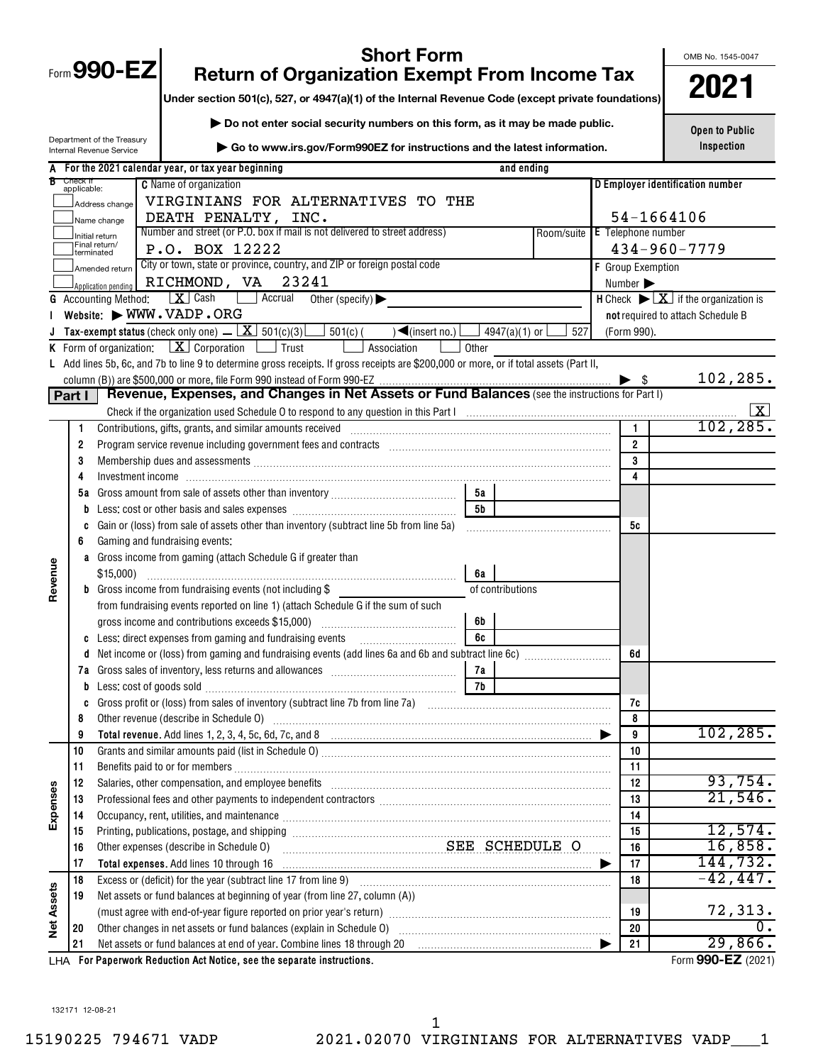Form **990-EZ**

# Short Form Return of Organization Exempt From Income Tax

Under section 501(c), 527, or 4947(a)(1) of the Internal Revenue Code (except private foundations)

▶ Do not enter social security numbers on this form, as it may be made public.

▶ Go to www.irs.gov/Form990EZ for instructions and the latest information.

Department of the Treasury Internal Revenue Service

OMB No. 1545-0047

**2021**

**Open to Public Inspection**

**A** For the 2021 calendar year, or tax year beginning and ending

**B** Check if applicable: Address change, Name change, Initial return, Final return/terminated, Amended return, Application pending

**C** Name of organization: VIRGINIANS FOR ALTERNATIVES TO THE DEATH PENALTY, INC.

Number and street (or P.O. box if mail is not delivered to street address): P.O. BOX 12222 Room/suite

City or town, state or province, country, and ZIP or foreign postal code: RICHMOND, VA 23241

**D** Employer identification number: 54-1664106

**E** Telephone number: 434-960-7779

**F** Group Exemption Number ▶

**G** Accounting Method: [X] Cash [ ] Accrual Other (specify) ▶

**H** Check ▶ [X] if the organization is **not** required to attach Schedule B (Form 990).

**I** Website: ▶ WWW.VADP.ORG

**J** Tax-exempt status (check only one) — [X] 501(c)(3) [ ] 501(c) ( ) ◀(insert no.) [ ] 4947(a)(1) or [ ] 527

**K** Form of organization: [X] Corporation [ ] Trust [ ] Association [ ] Other

**L** Add lines 5b, 6c, and 7b to line 9 to determine gross receipts. If gross receipts are $200,000 or more, or if total assets (Part II, column (B)) are $500,000 or more, file Form 990 instead of Form 990-EZ ▶ $ 102,285.

## Part I Revenue, Expenses, and Changes in Net Assets or Fund Balances (see the instructions for Part I)

Check if the organization used Schedule O to respond to any question in this Part I [X]

| Section | Line | Description | Sub-line | Sub-amount | Line | Amount |
|---|---|---|---|---|---|---|
| Revenue | 1 | Contributions, gifts, grants, and similar amounts received | | | 1 | 102,285. |
| | 2 | Program service revenue including government fees and contracts | | | 2 | |
| | 3 | Membership dues and assessments | | | 3 | |
| | 4 | Investment income | | | 4 | |
| | 5a | Gross amount from sale of assets other than inventory | 5a | | | |
| | b | Less: cost or other basis and sales expenses | 5b | | | |
| | c | Gain or (loss) from sale of assets other than inventory (subtract line 5b from line 5a) | | | 5c | |
| | 6 | Gaming and fundraising events: | | | | |
| | a | Gross income from gaming (attach Schedule G if greater than $15,000) | 6a | | | |
| | b | Gross income from fundraising events (not including $ of contributions from fundraising events reported on line 1) (attach Schedule G if the sum of such gross income and contributions exceeds $15,000) | 6b | | | |
| | c | Less: direct expenses from gaming and fundraising events | 6c | | | |
| | d | Net income or (loss) from gaming and fundraising events (add lines 6a and 6b and subtract line 6c) | | | 6d | |
| | 7a | Gross sales of inventory, less returns and allowances | 7a | | | |
| | b | Less: cost of goods sold | 7b | | | |
| | c | Gross profit or (loss) from sales of inventory (subtract line 7b from line 7a) | | | 7c | |
| | 8 | Other revenue (describe in Schedule O) | | | 8 | |
| | 9 | **Total revenue.** Add lines 1, 2, 3, 4, 5c, 6d, 7c, and 8 ▶ | | | 9 | 102,285. |
| Expenses | 10 | Grants and similar amounts paid (list in Schedule O) | | | 10 | |
| | 11 | Benefits paid to or for members | | | 11 | |
| | 12 | Salaries, other compensation, and employee benefits | | | 12 | 93,754. |
| | 13 | Professional fees and other payments to independent contractors | | | 13 | 21,546. |
| | 14 | Occupancy, rent, utilities, and maintenance | | | 14 | |
| | 15 | Printing, publications, postage, and shipping | | | 15 | 12,574. |
| | 16 | Other expenses (describe in Schedule O) SEE SCHEDULE O | | | 16 | 16,858. |
| | 17 | **Total expenses.** Add lines 10 through 16 ▶ | | | 17 | 144,732. |
| Net Assets | 18 | Excess or (deficit) for the year (subtract line 17 from line 9) | | | 18 | -42,447. |
| | 19 | Net assets or fund balances at beginning of year (from line 27, column (A)) (must agree with end-of-year figure reported on prior year's return) | | | 19 | 72,313. |
| | 20 | Other changes in net assets or fund balances (explain in Schedule O) | | | 20 | 0. |
| | 21 | Net assets or fund balances at end of year. Combine lines 18 through 20 ▶ | | | 21 | 29,866. |

LHA For Paperwork Reduction Act Notice, see the separate instructions.

Form **990-EZ** (2021)

132171 12-08-21

15190225 794671 VADP 2021.02070 VIRGINIANS FOR ALTERNATIVES VADP___1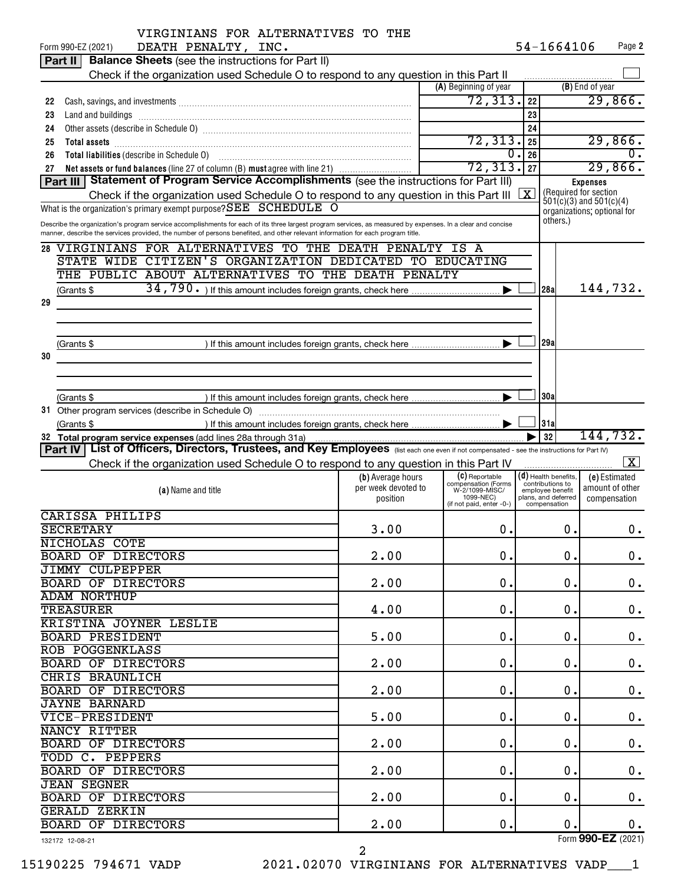Form 990-EZ (2021) VIRGINIANS FOR ALTERNATIVES TO THE DEATH PENALTY, INC. 54-1664106 Page **2**

**Part II** **Balance Sheets** (see the instructions for Part II)

Check if the organization used Schedule O to respond to any question in this Part II ☐

| | | (A) Beginning of year | | (B) End of year |
|---|---|---|---|---|
| 22 | Cash, savings, and investments | 72,313. | 22 | 29,866. |
| 23 | Land and buildings | | 23 | |
| 24 | Other assets (describe in Schedule O) | | 24 | |
| 25 | **Total assets** | 72,313. | 25 | 29,866. |
| 26 | **Total liabilities** (describe in Schedule O) | 0. | 26 | 0. |
| 27 | **Net assets or fund balances** (line 27 of column (B) **must** agree with line 21) | 72,313. | 27 | 29,866. |

**Part III** **Statement of Program Service Accomplishments** (see the instructions for Part III)

Check if the organization used Schedule O to respond to any question in this Part III [X]

What is the organization's primary exempt purpose? SEE SCHEDULE O

Describe the organization's program service accomplishments for each of its three largest program services, as measured by expenses. In a clear and concise manner, describe the services provided, the number of persons benefited, and other relevant information for each program title.

**Expenses** (Required for section 501(c)(3) and 501(c)(4) organizations; optional for others.)

| | | | |
|---|---|---|---|
| 28 | VIRGINIANS FOR ALTERNATIVES TO THE DEATH PENALTY IS A STATE WIDE CITIZEN'S ORGANIZATION DEDICATED TO EDUCATING THE PUBLIC ABOUT ALTERNATIVES TO THE DEATH PENALTY<br>(Grants $ 34,790. ) If this amount includes foreign grants, check here ☐ | 28a | 144,732. |
| 29 | (Grants $ ) If this amount includes foreign grants, check here ☐ | 29a | |
| 30 | (Grants $ ) If this amount includes foreign grants, check here ☐ | 30a | |
| 31 | Other program services (describe in Schedule O)<br>(Grants $ ) If this amount includes foreign grants, check here ☐ | 31a | |
| 32 | **Total program service expenses** (add lines 28a through 31a) | 32 | 144,732. |

**Part IV** **List of Officers, Directors, Trustees, and Key Employees** (list each one even if not compensated - see the instructions for Part IV)

Check if the organization used Schedule O to respond to any question in this Part IV [X]

| (a) Name and title | (b) Average hours per week devoted to position | (c) Reportable compensation (Forms W-2/1099-MISC/ 1099-NEC) (if not paid, enter -0-) | (d) Health benefits, contributions to employee benefit plans, and deferred compensation | (e) Estimated amount of other compensation |
|---|---|---|---|---|
| CARISSA PHILIPS<br>SECRETARY | 3.00 | 0. | 0. | 0. |
| NICHOLAS COTE<br>BOARD OF DIRECTORS | 2.00 | 0. | 0. | 0. |
| JIMMY CULPEPPER<br>BOARD OF DIRECTORS | 2.00 | 0. | 0. | 0. |
| ADAM NORTHUP<br>TREASURER | 4.00 | 0. | 0. | 0. |
| KRISTINA JOYNER LESLIE<br>BOARD PRESIDENT | 5.00 | 0. | 0. | 0. |
| ROB POGGENKLASS<br>BOARD OF DIRECTORS | 2.00 | 0. | 0. | 0. |
| CHRIS BRAUNLICH<br>BOARD OF DIRECTORS | 2.00 | 0. | 0. | 0. |
| JAYNE BARNARD<br>VICE-PRESIDENT | 5.00 | 0. | 0. | 0. |
| NANCY RITTER<br>BOARD OF DIRECTORS | 2.00 | 0. | 0. | 0. |
| TODD C. PEPPERS<br>BOARD OF DIRECTORS | 2.00 | 0. | 0. | 0. |
| JEAN SEGNER<br>BOARD OF DIRECTORS | 2.00 | 0. | 0. | 0. |
| GERALD ZERKIN<br>BOARD OF DIRECTORS | 2.00 | 0. | 0. | 0. |

132172 12-08-21

Form **990-EZ** (2021)

15190225 794671 VADP 2021.02070 VIRGINIANS FOR ALTERNATIVES VADP___1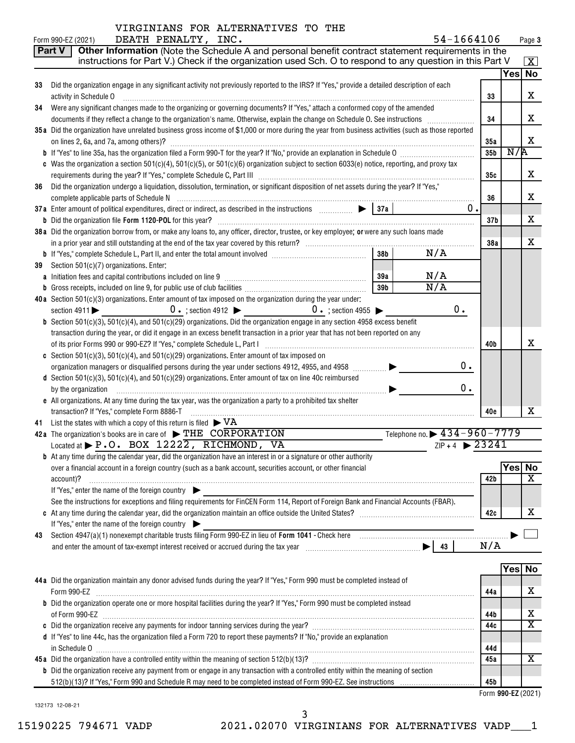VIRGINIANS FOR ALTERNATIVES TO THE DEATH PENALTY, INC. 54-1664106

Form 990-EZ (2021) Page 3

**Part V** **Other Information** (Note the Schedule A and personal benefit contract statement requirements in the instructions for Part V.) Check if the organization used Sch. O to respond to any question in this Part V [X]

| | | | Yes | No |
|---|---|---|---|---|
| **33** | Did the organization engage in any significant activity not previously reported to the IRS? If "Yes," provide a detailed description of each activity in Schedule O | 33 | | X |
| **34** | Were any significant changes made to the organizing or governing documents? If "Yes," attach a conformed copy of the amended documents if they reflect a change to the organization's name. Otherwise, explain the change on Schedule O. See instructions | 34 | | X |
| **35a** | Did the organization have unrelated business gross income of $1,000 or more during the year from business activities (such as those reported on lines 2, 6a, and 7a, among others)? | 35a | | X |
| **b** | If "Yes" to line 35a, has the organization filed a Form 990-T for the year? If "No," provide an explanation in Schedule O | 35b | N/A | |
| **c** | Was the organization a section 501(c)(4), 501(c)(5), or 501(c)(6) organization subject to section 6033(e) notice, reporting, and proxy tax requirements during the year? If "Yes," complete Schedule C, Part III | 35c | | X |
| **36** | Did the organization undergo a liquidation, dissolution, termination, or significant disposition of net assets during the year? If "Yes," complete applicable parts of Schedule N | 36 | | X |
| **37a** | Enter amount of political expenditures, direct or indirect, as described in the instructions ▶ 37a 0. | | | |
| **b** | Did the organization file **Form 1120-POL** for this year? | 37b | | X |
| **38a** | Did the organization borrow from, or make any loans to, any officer, director, trustee, or key employee; **or** were any such loans made in a prior year and still outstanding at the end of the tax year covered by this return? | 38a | | X |
| **b** | If "Yes," complete Schedule L, Part II, and enter the total amount involved 38b N/A | | | |
| **39** | Section 501(c)(7) organizations. Enter: | | | |
| **a** | Initiation fees and capital contributions included on line 9 39a N/A | | | |
| **b** | Gross receipts, included on line 9, for public use of club facilities 39b N/A | | | |
| **40a** | Section 501(c)(3) organizations. Enter amount of tax imposed on the organization during the year under: section 4911 ▶ 0. ; section 4912 ▶ 0. ; section 4955 ▶ 0. | | | |
| **b** | Section 501(c)(3), 501(c)(4), and 501(c)(29) organizations. Did the organization engage in any section 4958 excess benefit transaction during the year, or did it engage in an excess benefit transaction in a prior year that has not been reported on any of its prior Forms 990 or 990-EZ? If "Yes," complete Schedule L, Part I | 40b | | X |
| **c** | Section 501(c)(3), 501(c)(4), and 501(c)(29) organizations. Enter amount of tax imposed on organization managers or disqualified persons during the year under sections 4912, 4955, and 4958 ▶ 0. | | | |
| **d** | Section 501(c)(3), 501(c)(4), and 501(c)(29) organizations. Enter amount of tax on line 40c reimbursed by the organization ▶ 0. | | | |
| **e** | All organizations. At any time during the tax year, was the organization a party to a prohibited tax shelter transaction? If "Yes," complete Form 8886-T | 40e | | X |
| **41** | List the states with which a copy of this return is filed ▶ VA | | | |
| **42a** | The organization's books are in care of ▶ THE CORPORATION Telephone no. ▶ 434-960-7779 Located at ▶ P.O. BOX 12222, RICHMOND, VA ZIP + 4 ▶ 23241 | | | |
| **b** | At any time during the calendar year, did the organization have an interest in or a signature or other authority over a financial account in a foreign country (such as a bank account, securities account, or other financial account)? If "Yes," enter the name of the foreign country ▶ See the instructions for exceptions and filing requirements for FinCEN Form 114, Report of Foreign Bank and Financial Accounts (FBAR). | 42b | | X |
| **c** | At any time during the calendar year, did the organization maintain an office outside the United States? If "Yes," enter the name of the foreign country ▶ | 42c | | X |
| **43** | Section 4947(a)(1) nonexempt charitable trusts filing Form 990-EZ in lieu of **Form 1041** - Check here ▶ [ ] and enter the amount of tax-exempt interest received or accrued during the tax year ▶ 43 | N/A | | |

| | | | Yes | No |
|---|---|---|---|---|
| **44a** | Did the organization maintain any donor advised funds during the year? If "Yes," Form 990 must be completed instead of Form 990-EZ | 44a | | X |
| **b** | Did the organization operate one or more hospital facilities during the year? If "Yes," Form 990 must be completed instead of Form 990-EZ | 44b | | X |
| **c** | Did the organization receive any payments for indoor tanning services during the year? | 44c | | X |
| **d** | If "Yes" to line 44c, has the organization filed a Form 720 to report these payments? If "No," provide an explanation in Schedule O | 44d | | |
| **45a** | Did the organization have a controlled entity within the meaning of section 512(b)(13)? | 45a | | X |
| **b** | Did the organization receive any payment from or engage in any transaction with a controlled entity within the meaning of section 512(b)(13)? If "Yes," Form 990 and Schedule R may need to be completed instead of Form 990-EZ. See instructions | 45b | | |

Form **990-EZ** (2021)

132173 12-08-21

15190225 794671 VADP 2021.02070 VIRGINIANS FOR ALTERNATIVES VADP___1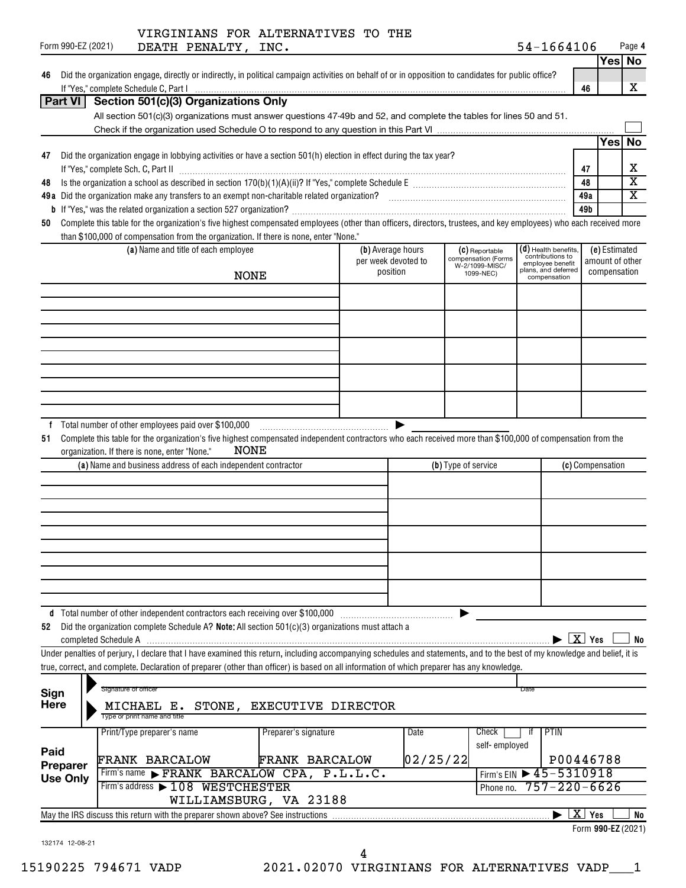Form 990-EZ (2021) VIRGINIANS FOR ALTERNATIVES TO THE DEATH PENALTY, INC. 54-1664106 Page 4

| | | | Yes | No |
|---|---|---|---|---|
| 46 | Did the organization engage, directly or indirectly, in political campaign activities on behalf of or in opposition to candidates for public office? If "Yes," complete Schedule C, Part I | 46 | | X |

## Part VI Section 501(c)(3) Organizations Only

All section 501(c)(3) organizations must answer questions 47-49b and 52, and complete the tables for lines 50 and 51.

Check if the organization used Schedule O to respond to any question in this Part VI ☐

| | | | Yes | No |
|---|---|---|---|---|
| 47 | Did the organization engage in lobbying activities or have a section 501(h) election in effect during the tax year? If "Yes," complete Sch. C, Part II | 47 | | X |
| 48 | Is the organization a school as described in section 170(b)(1)(A)(ii)? If "Yes," complete Schedule E | 48 | | X |
| 49a | Did the organization make any transfers to an exempt non-charitable related organization? | 49a | | X |
| b | If "Yes," was the related organization a section 527 organization? | 49b | | |

**50** Complete this table for the organization's five highest compensated employees (other than officers, directors, trustees, and key employees) who each received more than $100,000 of compensation from the organization. If there is none, enter "None."

| (a) Name and title of each employee | (b) Average hours per week devoted to position | (c) Reportable compensation (Forms W-2/1099-MISC/ 1099-NEC) | (d) Health benefits, contributions to employee benefit plans, and deferred compensation | (e) Estimated amount of other compensation |
|---|---|---|---|---|
| NONE | | | | |
| | | | | |
| | | | | |
| | | | | |
| | | | | |

**f** Total number of other employees paid over $100,000 ▶

**51** Complete this table for the organization's five highest compensated independent contractors who each received more than $100,000 of compensation from the organization. If there is none, enter "None." NONE

| (a) Name and business address of each independent contractor | (b) Type of service | (c) Compensation |
|---|---|---|
| | | |
| | | |
| | | |
| | | |
| | | |

**d** Total number of other independent contractors each receiving over $100,000 ▶

**52** Did the organization complete Schedule A? **Note:** All section 501(c)(3) organizations must attach a completed Schedule A ▶ [X] Yes ☐ No

Under penalties of perjury, I declare that I have examined this return, including accompanying schedules and statements, and to the best of my knowledge and belief, it is true, correct, and complete. Declaration of preparer (other than officer) is based on all information of which preparer has any knowledge.

**Sign Here**

Signature of officer | Date

MICHAEL E. STONE, EXECUTIVE DIRECTOR
Type or print name and title

| **Paid Preparer Use Only** | | | | |
|---|---|---|---|---|
| Print/Type preparer's name | Preparer's signature | Date | Check ☐ if self-employed | PTIN |
| FRANK BARCALOW | FRANK BARCALOW | 02/25/22 | | P00446788 |
| Firm's name ▶ FRANK BARCALOW CPA, P.L.L.C. | | | Firm's EIN ▶ 45-5310918 | |
| Firm's address ▶ 108 WESTCHESTER WILLIAMSBURG, VA 23188 | | | Phone no. 757-220-6626 | |

May the IRS discuss this return with the preparer shown above? See instructions ▶ [X] Yes ☐ No

Form **990-EZ** (2021)

132174 12-08-21

15190225 794671 VADP 2021.02070 VIRGINIANS FOR ALTERNATIVES VADP___1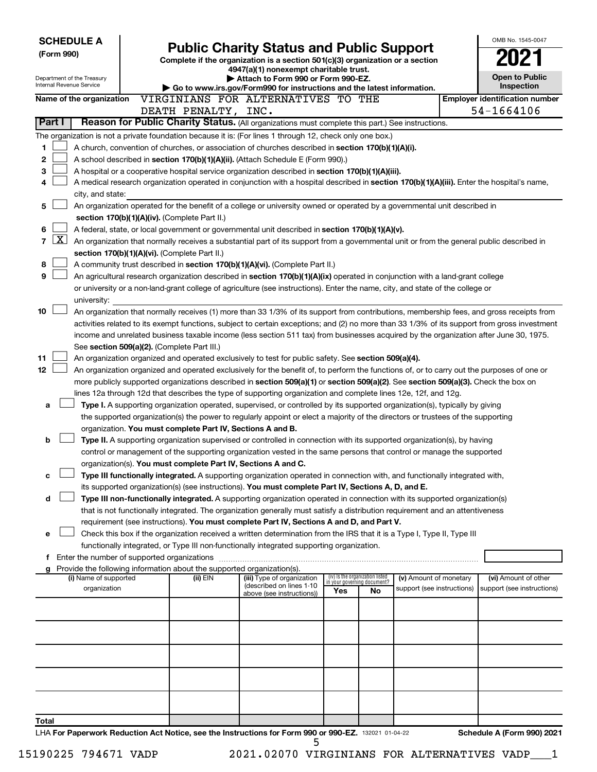**SCHEDULE A**
**(Form 990)**

Department of the Treasury
Internal Revenue Service

# Public Charity Status and Public Support

**Complete if the organization is a section 501(c)(3) organization or a section 4947(a)(1) nonexempt charitable trust.**
**▶ Attach to Form 990 or Form 990-EZ.**
**▶ Go to www.irs.gov/Form990 for instructions and the latest information.**

OMB No. 1545-0047

**2021**

**Open to Public Inspection**

**Name of the organization** VIRGINIANS FOR ALTERNATIVES TO THE DEATH PENALTY, INC.

**Employer identification number** 54-1664106

## Part I Reason for Public Charity Status. (All organizations must complete this part.) See instructions.

The organization is not a private foundation because it is: (For lines 1 through 12, check only one box.)

1. ☐ A church, convention of churches, or association of churches described in **section 170(b)(1)(A)(i).**
2. ☐ A school described in **section 170(b)(1)(A)(ii).** (Attach Schedule E (Form 990).)
3. ☐ A hospital or a cooperative hospital service organization described in **section 170(b)(1)(A)(iii).**
4. ☐ A medical research organization operated in conjunction with a hospital described in **section 170(b)(1)(A)(iii).** Enter the hospital's name, city, and state:
5. ☐ An organization operated for the benefit of a college or university owned or operated by a governmental unit described in **section 170(b)(1)(A)(iv).** (Complete Part II.)
6. ☐ A federal, state, or local government or governmental unit described in **section 170(b)(1)(A)(v).**
7. ☒ An organization that normally receives a substantial part of its support from a governmental unit or from the general public described in **section 170(b)(1)(A)(vi).** (Complete Part II.)
8. ☐ A community trust described in **section 170(b)(1)(A)(vi).** (Complete Part II.)
9. ☐ An agricultural research organization described in **section 170(b)(1)(A)(ix)** operated in conjunction with a land-grant college or university or a non-land-grant college of agriculture (see instructions). Enter the name, city, and state of the college or university:
10. ☐ An organization that normally receives (1) more than 33 1/3% of its support from contributions, membership fees, and gross receipts from activities related to its exempt functions, subject to certain exceptions; and (2) no more than 33 1/3% of its support from gross investment income and unrelated business taxable income (less section 511 tax) from businesses acquired by the organization after June 30, 1975. See **section 509(a)(2).** (Complete Part III.)
11. ☐ An organization organized and operated exclusively to test for public safety. See **section 509(a)(4).**
12. ☐ An organization organized and operated exclusively for the benefit of, to perform the functions of, or to carry out the purposes of one or more publicly supported organizations described in **section 509(a)(1)** or **section 509(a)(2)**. See **section 509(a)(3).** Check the box on lines 12a through 12d that describes the type of supporting organization and complete lines 12e, 12f, and 12g.
   - **a** ☐ **Type I.** A supporting organization operated, supervised, or controlled by its supported organization(s), typically by giving the supported organization(s) the power to regularly appoint or elect a majority of the directors or trustees of the supporting organization. **You must complete Part IV, Sections A and B.**
   - **b** ☐ **Type II.** A supporting organization supervised or controlled in connection with its supported organization(s), by having control or management of the supporting organization vested in the same persons that control or manage the supported organization(s). **You must complete Part IV, Sections A and C.**
   - **c** ☐ **Type III functionally integrated.** A supporting organization operated in connection with, and functionally integrated with, its supported organization(s) (see instructions). **You must complete Part IV, Sections A, D, and E.**
   - **d** ☐ **Type III non-functionally integrated.** A supporting organization operated in connection with its supported organization(s) that is not functionally integrated. The organization generally must satisfy a distribution requirement and an attentiveness requirement (see instructions). **You must complete Part IV, Sections A and D, and Part V.**
   - **e** ☐ Check this box if the organization received a written determination from the IRS that it is a Type I, Type II, Type III functionally integrated, or Type III non-functionally integrated supporting organization.
   - **f** Enter the number of supported organizations
   - **g** Provide the following information about the supported organization(s).

| (i) Name of supported organization | (ii) EIN | (iii) Type of organization (described on lines 1-10 above (see instructions)) | (iv) Is the organization listed in your governing document? Yes | No | (v) Amount of monetary support (see instructions) | (vi) Amount of other support (see instructions) |
|---|---|---|---|---|---|---|
| | | | | | | |
| | | | | | | |
| | | | | | | |
| | | | | | | |
| | | | | | | |
| **Total** | | | | | | |

LHA **For Paperwork Reduction Act Notice, see the Instructions for Form 990 or 990-EZ.** 132021 01-04-22 **Schedule A (Form 990) 2021**

15190225 794671 VADP 2021.02070 VIRGINIANS FOR ALTERNATIVES VADP___1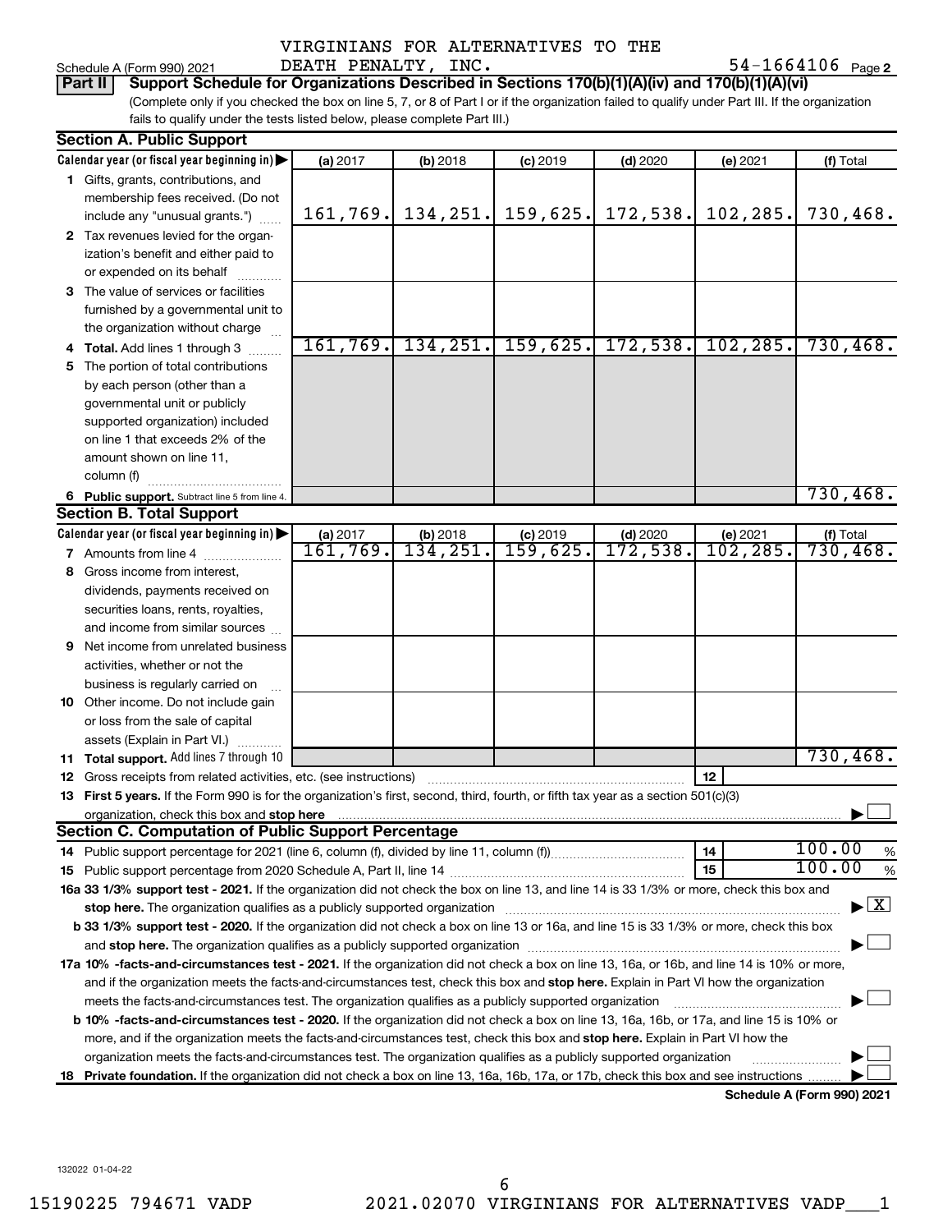Schedule A (Form 990) 2021

VIRGINIANS FOR ALTERNATIVES TO THE DEATH PENALTY, INC.

54-1664106 Page 2

**Part II** **Support Schedule for Organizations Described in Sections 170(b)(1)(A)(iv) and 170(b)(1)(A)(vi)**

(Complete only if you checked the box on line 5, 7, or 8 of Part I or if the organization failed to qualify under Part III. If the organization fails to qualify under the tests listed below, please complete Part III.)

## Section A. Public Support

| Calendar year (or fiscal year beginning in) | (a) 2017 | (b) 2018 | (c) 2019 | (d) 2020 | (e) 2021 | (f) Total |
|---|---|---|---|---|---|---|
| **1** Gifts, grants, contributions, and membership fees received. (Do not include any "unusual grants.") | 161,769. | 134,251. | 159,625. | 172,538. | 102,285. | 730,468. |
| **2** Tax revenues levied for the organization's benefit and either paid to or expended on its behalf | | | | | | |
| **3** The value of services or facilities furnished by a governmental unit to the organization without charge | | | | | | |
| **4 Total.** Add lines 1 through 3 | 161,769. | 134,251. | 159,625. | 172,538. | 102,285. | 730,468. |
| **5** The portion of total contributions by each person (other than a governmental unit or publicly supported organization) included on line 1 that exceeds 2% of the amount shown on line 11, column (f) | | | | | | |
| **6 Public support.** Subtract line 5 from line 4. | | | | | | 730,468. |

## Section B. Total Support

| Calendar year (or fiscal year beginning in) | (a) 2017 | (b) 2018 | (c) 2019 | (d) 2020 | (e) 2021 | (f) Total |
|---|---|---|---|---|---|---|
| **7** Amounts from line 4 | 161,769. | 134,251. | 159,625. | 172,538. | 102,285. | 730,468. |
| **8** Gross income from interest, dividends, payments received on securities loans, rents, royalties, and income from similar sources | | | | | | |
| **9** Net income from unrelated business activities, whether or not the business is regularly carried on | | | | | | |
| **10** Other income. Do not include gain or loss from the sale of capital assets (Explain in Part VI.) | | | | | | |
| **11 Total support.** Add lines 7 through 10 | | | | | | 730,468. |

**12** Gross receipts from related activities, etc. (see instructions) | **12** |

**13 First 5 years.** If the Form 990 is for the organization's first, second, third, fourth, or fifth tax year as a section 501(c)(3) organization, check this box and **stop here** ☐

## Section C. Computation of Public Support Percentage

**14** Public support percentage for 2021 (line 6, column (f), divided by line 11, column (f)) | **14** | 100.00 %

**15** Public support percentage from 2020 Schedule A, Part II, line 14 | **15** | 100.00 %

**16a 33 1/3% support test - 2021.** If the organization did not check the box on line 13, and line 14 is 33 1/3% or more, check this box and **stop here.** The organization qualifies as a publicly supported organization ☒

**b 33 1/3% support test - 2020.** If the organization did not check a box on line 13 or 16a, and line 15 is 33 1/3% or more, check this box and **stop here.** The organization qualifies as a publicly supported organization ☐

**17a 10% -facts-and-circumstances test - 2021.** If the organization did not check a box on line 13, 16a, or 16b, and line 14 is 10% or more, and if the organization meets the facts-and-circumstances test, check this box and **stop here.** Explain in Part VI how the organization meets the facts-and-circumstances test. The organization qualifies as a publicly supported organization ☐

**b 10% -facts-and-circumstances test - 2020.** If the organization did not check a box on line 13, 16a, 16b, or 17a, and line 15 is 10% or more, and if the organization meets the facts-and-circumstances test, check this box and **stop here.** Explain in Part VI how the organization meets the facts-and-circumstances test. The organization qualifies as a publicly supported organization ☐

**18 Private foundation.** If the organization did not check a box on line 13, 16a, 16b, 17a, or 17b, check this box and see instructions ☐

**Schedule A (Form 990) 2021**

132022 01-04-22

15190225 794671 VADP 2021.02070 VIRGINIANS FOR ALTERNATIVES VADP___1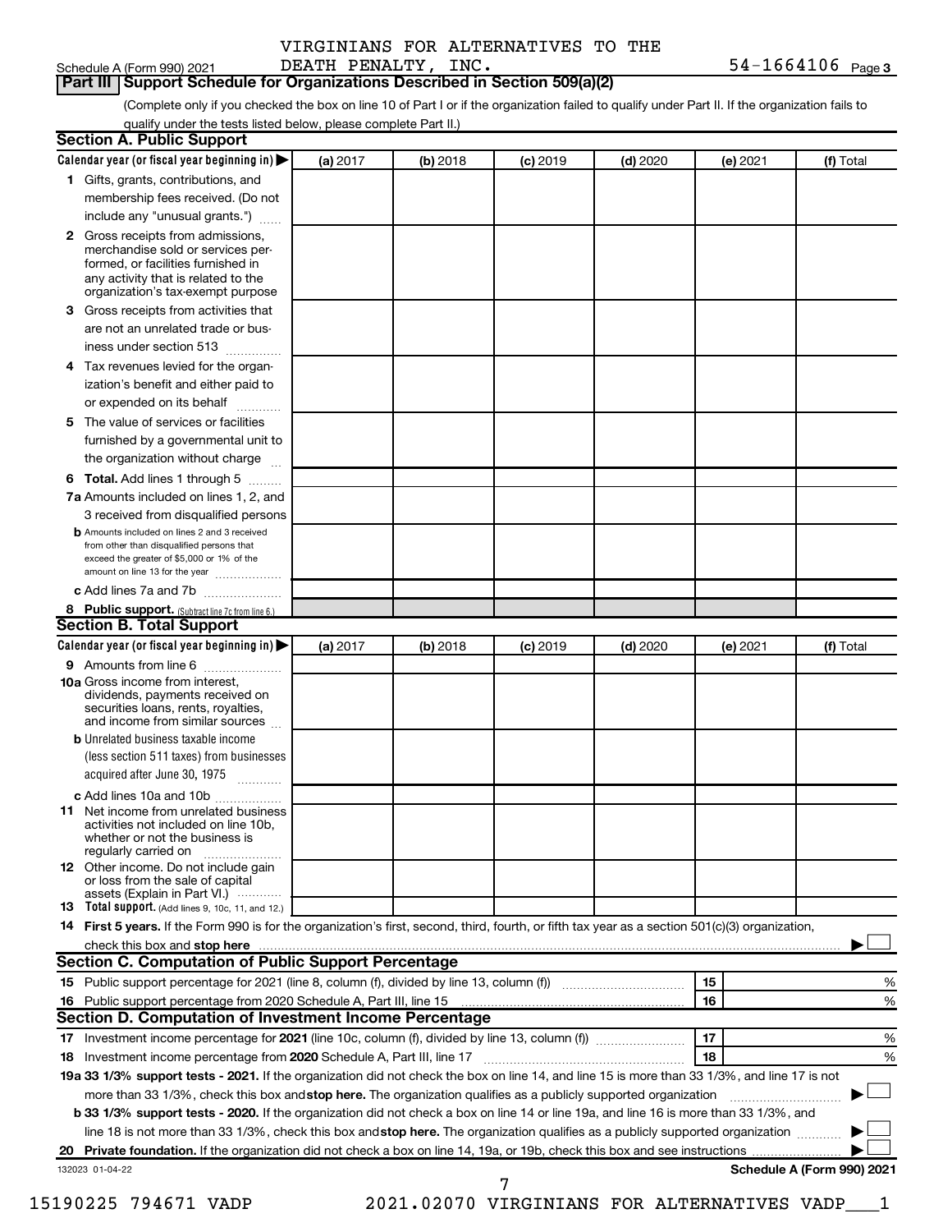Schedule A (Form 990) 2021 VIRGINIANS FOR ALTERNATIVES TO THE DEATH PENALTY, INC. 54-1664106 Page 3

**Part III Support Schedule for Organizations Described in Section 509(a)(2)**

(Complete only if you checked the box on line 10 of Part I or if the organization failed to qualify under Part II. If the organization fails to qualify under the tests listed below, please complete Part II.)

## Section A. Public Support

| Calendar year (or fiscal year beginning in) | (a) 2017 | (b) 2018 | (c) 2019 | (d) 2020 | (e) 2021 | (f) Total |
|---|---|---|---|---|---|---|
| **1** Gifts, grants, contributions, and membership fees received. (Do not include any "unusual grants.") | | | | | | |
| **2** Gross receipts from admissions, merchandise sold or services performed, or facilities furnished in any activity that is related to the organization's tax-exempt purpose | | | | | | |
| **3** Gross receipts from activities that are not an unrelated trade or business under section 513 | | | | | | |
| **4** Tax revenues levied for the organization's benefit and either paid to or expended on its behalf | | | | | | |
| **5** The value of services or facilities furnished by a governmental unit to the organization without charge | | | | | | |
| **6 Total.** Add lines 1 through 5 | | | | | | |
| **7a** Amounts included on lines 1, 2, and 3 received from disqualified persons | | | | | | |
| **b** Amounts included on lines 2 and 3 received from other than disqualified persons that exceed the greater of $5,000 or 1% of the amount on line 13 for the year | | | | | | |
| **c** Add lines 7a and 7b | | | | | | |
| **8 Public support.** (Subtract line 7c from line 6.) | | | | | | |

## Section B. Total Support

| Calendar year (or fiscal year beginning in) | (a) 2017 | (b) 2018 | (c) 2019 | (d) 2020 | (e) 2021 | (f) Total |
|---|---|---|---|---|---|---|
| **9** Amounts from line 6 | | | | | | |
| **10a** Gross income from interest, dividends, payments received on securities loans, rents, royalties, and income from similar sources | | | | | | |
| **b** Unrelated business taxable income (less section 511 taxes) from businesses acquired after June 30, 1975 | | | | | | |
| **c** Add lines 10a and 10b | | | | | | |
| **11** Net income from unrelated business activities not included on line 10b, whether or not the business is regularly carried on | | | | | | |
| **12** Other income. Do not include gain or loss from the sale of capital assets (Explain in Part VI.) | | | | | | |
| **13 Total support.** (Add lines 9, 10c, 11, and 12.) | | | | | | |

**14 First 5 years.** If the Form 990 is for the organization's first, second, third, fourth, or fifth tax year as a section 501(c)(3) organization, check this box and **stop here** ☐

## Section C. Computation of Public Support Percentage

| | | | |
|---|---|---|---|
| **15** | Public support percentage for 2021 (line 8, column (f), divided by line 13, column (f)) | 15 | % |
| **16** | Public support percentage from 2020 Schedule A, Part III, line 15 | 16 | % |

## Section D. Computation of Investment Income Percentage

| | | | |
|---|---|---|---|
| **17** | Investment income percentage for **2021** (line 10c, column (f), divided by line 13, column (f)) | 17 | % |
| **18** | Investment income percentage from **2020** Schedule A, Part III, line 17 | 18 | % |

**19a 33 1/3% support tests - 2021.** If the organization did not check the box on line 14, and line 15 is more than 33 1/3%, and line 17 is not more than 33 1/3%, check this box and **stop here.** The organization qualifies as a publicly supported organization ☐

**b 33 1/3% support tests - 2020.** If the organization did not check a box on line 14 or line 19a, and line 16 is more than 33 1/3%, and line 18 is not more than 33 1/3%, check this box and **stop here.** The organization qualifies as a publicly supported organization ☐

**20 Private foundation.** If the organization did not check a box on line 14, 19a, or 19b, check this box and see instructions ☐

132023 01-04-22 **Schedule A (Form 990) 2021**

15190225 794671 VADP 2021.02070 VIRGINIANS FOR ALTERNATIVES VADP___1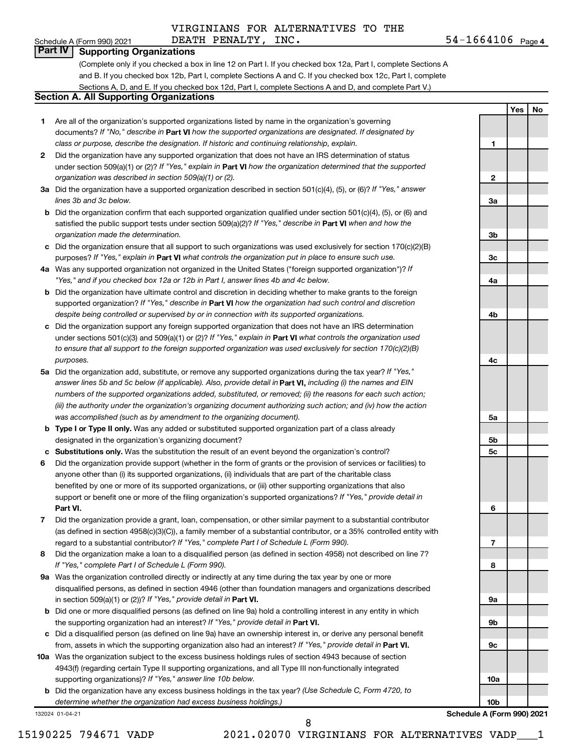VIRGINIANS FOR ALTERNATIVES TO THE DEATH PENALTY, INC. 54-1664106

Schedule A (Form 990) 2021 Page 4

## Part IV Supporting Organizations

(Complete only if you checked a box in line 12 on Part I. If you checked box 12a, Part I, complete Sections A and B. If you checked box 12b, Part I, complete Sections A and C. If you checked box 12c, Part I, complete Sections A, D, and E. If you checked box 12d, Part I, complete Sections A and D, and complete Part V.)

### Section A. All Supporting Organizations

| | | | Yes | No |
|---|---|---|---|---|
| 1 | Are all of the organization's supported organizations listed by name in the organization's governing documents? *If "No," describe in* **Part VI** *how the supported organizations are designated. If designated by class or purpose, describe the designation. If historic and continuing relationship, explain.* | 1 | | |
| 2 | Did the organization have any supported organization that does not have an IRS determination of status under section 509(a)(1) or (2)? *If "Yes," explain in* **Part VI** *how the organization determined that the supported organization was described in section 509(a)(1) or (2).* | 2 | | |
| 3a | Did the organization have a supported organization described in section 501(c)(4), (5), or (6)? *If "Yes," answer lines 3b and 3c below.* | 3a | | |
| b | Did the organization confirm that each supported organization qualified under section 501(c)(4), (5), or (6) and satisfied the public support tests under section 509(a)(2)? *If "Yes," describe in* **Part VI** *when and how the organization made the determination.* | 3b | | |
| c | Did the organization ensure that all support to such organizations was used exclusively for section 170(c)(2)(B) purposes? *If "Yes," explain in* **Part VI** *what controls the organization put in place to ensure such use.* | 3c | | |
| 4a | Was any supported organization not organized in the United States ("foreign supported organization")? *If "Yes," and if you checked box 12a or 12b in Part I, answer lines 4b and 4c below.* | 4a | | |
| b | Did the organization have ultimate control and discretion in deciding whether to make grants to the foreign supported organization? *If "Yes," describe in* **Part VI** *how the organization had such control and discretion despite being controlled or supervised by or in connection with its supported organizations.* | 4b | | |
| c | Did the organization support any foreign supported organization that does not have an IRS determination under sections 501(c)(3) and 509(a)(1) or (2)? *If "Yes," explain in* **Part VI** *what controls the organization used to ensure that all support to the foreign supported organization was used exclusively for section 170(c)(2)(B) purposes.* | 4c | | |
| 5a | Did the organization add, substitute, or remove any supported organizations during the tax year? *If "Yes," answer lines 5b and 5c below (if applicable). Also, provide detail in* **Part VI,** *including (i) the names and EIN numbers of the supported organizations added, substituted, or removed; (ii) the reasons for each such action; (iii) the authority under the organization's organizing document authorizing such action; and (iv) how the action was accomplished (such as by amendment to the organizing document).* | 5a | | |
| b | **Type I or Type II only.** Was any added or substituted supported organization part of a class already designated in the organization's organizing document? | 5b | | |
| c | **Substitutions only.** Was the substitution the result of an event beyond the organization's control? | 5c | | |
| 6 | Did the organization provide support (whether in the form of grants or the provision of services or facilities) to anyone other than (i) its supported organizations, (ii) individuals that are part of the charitable class benefited by one or more of its supported organizations, or (iii) other supporting organizations that also support or benefit one or more of the filing organization's supported organizations? *If "Yes," provide detail in* **Part VI.** | 6 | | |
| 7 | Did the organization provide a grant, loan, compensation, or other similar payment to a substantial contributor (as defined in section 4958(c)(3)(C)), a family member of a substantial contributor, or a 35% controlled entity with regard to a substantial contributor? *If "Yes," complete Part I of Schedule L (Form 990).* | 7 | | |
| 8 | Did the organization make a loan to a disqualified person (as defined in section 4958) not described on line 7? *If "Yes," complete Part I of Schedule L (Form 990).* | 8 | | |
| 9a | Was the organization controlled directly or indirectly at any time during the tax year by one or more disqualified persons, as defined in section 4946 (other than foundation managers and organizations described in section 509(a)(1) or (2))? *If "Yes," provide detail in* **Part VI.** | 9a | | |
| b | Did one or more disqualified persons (as defined on line 9a) hold a controlling interest in any entity in which the supporting organization had an interest? *If "Yes," provide detail in* **Part VI.** | 9b | | |
| c | Did a disqualified person (as defined on line 9a) have an ownership interest in, or derive any personal benefit from, assets in which the supporting organization also had an interest? *If "Yes," provide detail in* **Part VI.** | 9c | | |
| 10a | Was the organization subject to the excess business holdings rules of section 4943 because of section 4943(f) (regarding certain Type II supporting organizations, and all Type III non-functionally integrated supporting organizations)? *If "Yes," answer line 10b below.* | 10a | | |
| b | Did the organization have any excess business holdings in the tax year? *(Use Schedule C, Form 4720, to determine whether the organization had excess business holdings.)* | 10b | | |

132024 01-04-21

Schedule A (Form 990) 2021

15190225 794671 VADP 2021.02070 VIRGINIANS FOR ALTERNATIVES VADP___1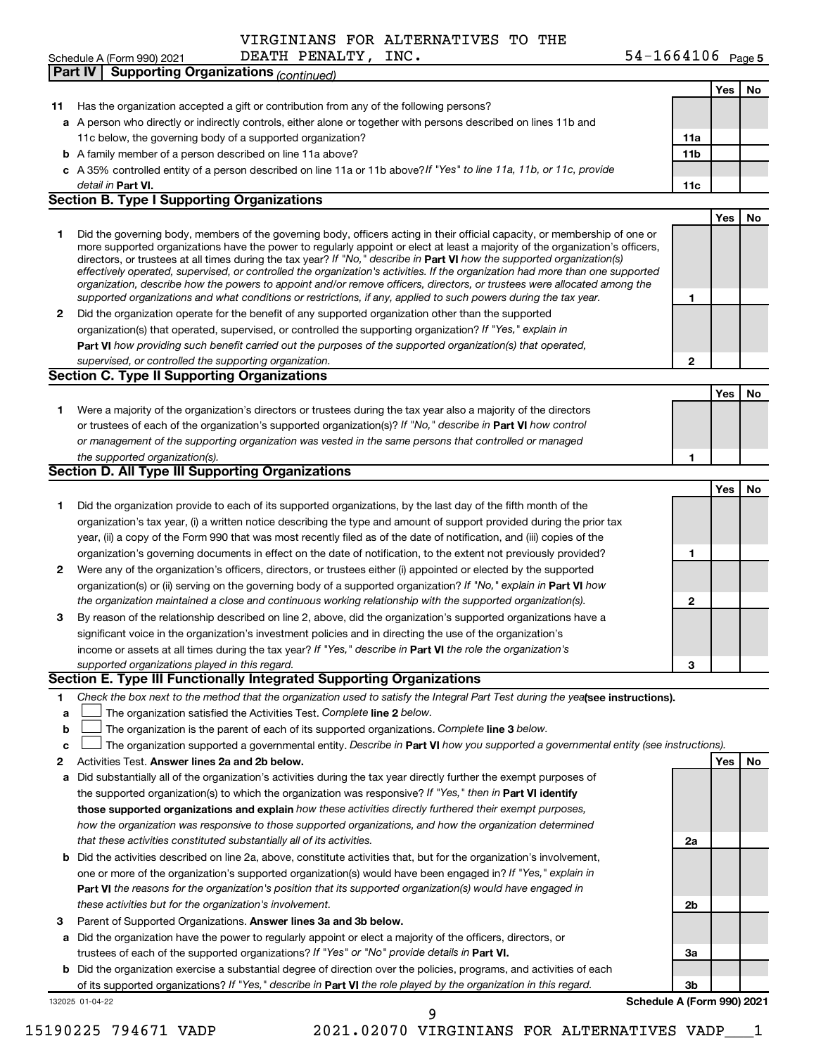VIRGINIANS FOR ALTERNATIVES TO THE DEATH PENALTY, INC. 54-1664106

Schedule A (Form 990) 2021

**Part IV | Supporting Organizations** *(continued)*

| | | | Yes | No |
|---|---|---|---|---|
| **11** | Has the organization accepted a gift or contribution from any of the following persons? | | | |
| **a** | A person who directly or indirectly controls, either alone or together with persons described on lines 11b and 11c below, the governing body of a supported organization? | **11a** | | |
| **b** | A family member of a person described on line 11a above? | **11b** | | |
| **c** | A 35% controlled entity of a person described on line 11a or 11b above? *If "Yes" to line 11a, 11b, or 11c, provide detail in* **Part VI.** | **11c** | | |

**Section B. Type I Supporting Organizations**

| | | | Yes | No |
|---|---|---|---|---|
| **1** | Did the governing body, members of the governing body, officers acting in their official capacity, or membership of one or more supported organizations have the power to regularly appoint or elect at least a majority of the organization's officers, directors, or trustees at all times during the tax year? *If "No," describe in* **Part VI** *how the supported organization(s) effectively operated, supervised, or controlled the organization's activities. If the organization had more than one supported organization, describe how the powers to appoint and/or remove officers, directors, or trustees were allocated among the supported organizations and what conditions or restrictions, if any, applied to such powers during the tax year.* | **1** | | |
| **2** | Did the organization operate for the benefit of any supported organization other than the supported organization(s) that operated, supervised, or controlled the supporting organization? *If "Yes," explain in* **Part VI** *how providing such benefit carried out the purposes of the supported organization(s) that operated, supervised, or controlled the supporting organization.* | **2** | | |

**Section C. Type II Supporting Organizations**

| | | | Yes | No |
|---|---|---|---|---|
| **1** | Were a majority of the organization's directors or trustees during the tax year also a majority of the directors or trustees of each of the organization's supported organization(s)? *If "No," describe in* **Part VI** *how control or management of the supporting organization was vested in the same persons that controlled or managed the supported organization(s).* | **1** | | |

**Section D. All Type III Supporting Organizations**

| | | | Yes | No |
|---|---|---|---|---|
| **1** | Did the organization provide to each of its supported organizations, by the last day of the fifth month of the organization's tax year, (i) a written notice describing the type and amount of support provided during the prior tax year, (ii) a copy of the Form 990 that was most recently filed as of the date of notification, and (iii) copies of the organization's governing documents in effect on the date of notification, to the extent not previously provided? | **1** | | |
| **2** | Were any of the organization's officers, directors, or trustees either (i) appointed or elected by the supported organization(s) or (ii) serving on the governing body of a supported organization? *If "No," explain in* **Part VI** *how the organization maintained a close and continuous working relationship with the supported organization(s).* | **2** | | |
| **3** | By reason of the relationship described on line 2, above, did the organization's supported organizations have a significant voice in the organization's investment policies and in directing the use of the organization's income or assets at all times during the tax year? *If "Yes," describe in* **Part VI** *the role the organization's supported organizations played in this regard.* | **3** | | |

**Section E. Type III Functionally Integrated Supporting Organizations**

**1** *Check the box next to the method that the organization used to satisfy the Integral Part Test during the year* **(see instructions).**

- **a** ☐ The organization satisfied the Activities Test. *Complete* **line 2** *below.*
- **b** ☐ The organization is the parent of each of its supported organizations. *Complete* **line 3** *below.*
- **c** ☐ The organization supported a governmental entity. *Describe in* **Part VI** *how you supported a governmental entity (see instructions).*

| | | | Yes | No |
|---|---|---|---|---|
| **2** | Activities Test. **Answer lines 2a and 2b below.** | | | |
| **a** | Did substantially all of the organization's activities during the tax year directly further the exempt purposes of the supported organization(s) to which the organization was responsive? *If "Yes," then in* **Part VI identify those supported organizations and explain** *how these activities directly furthered their exempt purposes, how the organization was responsive to those supported organizations, and how the organization determined that these activities constituted substantially all of its activities.* | **2a** | | |
| **b** | Did the activities described on line 2a, above, constitute activities that, but for the organization's involvement, one or more of the organization's supported organization(s) would have been engaged in? *If "Yes," explain in* **Part VI** *the reasons for the organization's position that its supported organization(s) would have engaged in these activities but for the organization's involvement.* | **2b** | | |
| **3** | Parent of Supported Organizations. **Answer lines 3a and 3b below.** | | | |
| **a** | Did the organization have the power to regularly appoint or elect a majority of the officers, directors, or trustees of each of the supported organizations? *If "Yes" or "No" provide details in* **Part VI.** | **3a** | | |
| **b** | Did the organization exercise a substantial degree of direction over the policies, programs, and activities of each of its supported organizations? *If "Yes," describe in* **Part VI** *the role played by the organization in this regard.* | **3b** | | |

132025 01-04-22 **Schedule A (Form 990) 2021**

15190225 794671 VADP 2021.02070 VIRGINIANS FOR ALTERNATIVES VADP___1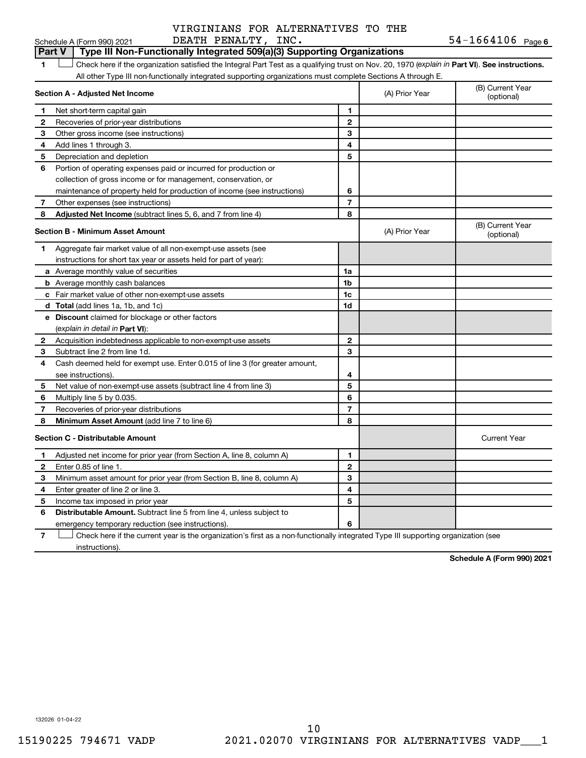Schedule A (Form 990) 2021 VIRGINIANS FOR ALTERNATIVES TO THE DEATH PENALTY, INC. 54-1664106 Page 6

**Part V | Type III Non-Functionally Integrated 509(a)(3) Supporting Organizations**

1 ☐ Check here if the organization satisfied the Integral Part Test as a qualifying trust on Nov. 20, 1970 (*explain in* **Part VI**). **See instructions.** All other Type III non-functionally integrated supporting organizations must complete Sections A through E.

| **Section A - Adjusted Net Income** | | | (A) Prior Year | (B) Current Year (optional) |
|---|---|---|---|---|
| 1 | Net short-term capital gain | 1 | | |
| 2 | Recoveries of prior-year distributions | 2 | | |
| 3 | Other gross income (see instructions) | 3 | | |
| 4 | Add lines 1 through 3. | 4 | | |
| 5 | Depreciation and depletion | 5 | | |
| 6 | Portion of operating expenses paid or incurred for production or collection of gross income or for management, conservation, or maintenance of property held for production of income (see instructions) | 6 | | |
| 7 | Other expenses (see instructions) | 7 | | |
| 8 | **Adjusted Net Income** (subtract lines 5, 6, and 7 from line 4) | 8 | | |

| **Section B - Minimum Asset Amount** | | | (A) Prior Year | (B) Current Year (optional) |
|---|---|---|---|---|
| 1 | Aggregate fair market value of all non-exempt-use assets (see instructions for short tax year or assets held for part of year): | | | |
| a | Average monthly value of securities | 1a | | |
| b | Average monthly cash balances | 1b | | |
| c | Fair market value of other non-exempt-use assets | 1c | | |
| d | **Total** (add lines 1a, 1b, and 1c) | 1d | | |
| e | **Discount** claimed for blockage or other factors (*explain in detail in* **Part VI**): | | | |
| 2 | Acquisition indebtedness applicable to non-exempt-use assets | 2 | | |
| 3 | Subtract line 2 from line 1d. | 3 | | |
| 4 | Cash deemed held for exempt use. Enter 0.015 of line 3 (for greater amount, see instructions). | 4 | | |
| 5 | Net value of non-exempt-use assets (subtract line 4 from line 3) | 5 | | |
| 6 | Multiply line 5 by 0.035. | 6 | | |
| 7 | Recoveries of prior-year distributions | 7 | | |
| 8 | **Minimum Asset Amount** (add line 7 to line 6) | 8 | | |

| **Section C - Distributable Amount** | | | | Current Year |
|---|---|---|---|---|
| 1 | Adjusted net income for prior year (from Section A, line 8, column A) | 1 | | |
| 2 | Enter 0.85 of line 1. | 2 | | |
| 3 | Minimum asset amount for prior year (from Section B, line 8, column A) | 3 | | |
| 4 | Enter greater of line 2 or line 3. | 4 | | |
| 5 | Income tax imposed in prior year | 5 | | |
| 6 | **Distributable Amount.** Subtract line 5 from line 4, unless subject to emergency temporary reduction (see instructions). | 6 | | |

7 ☐ Check here if the current year is the organization's first as a non-functionally integrated Type III supporting organization (see instructions).

**Schedule A (Form 990) 2021**

132026 01-04-22

15190225 794671 VADP 2021.02070 VIRGINIANS FOR ALTERNATIVES VADP___1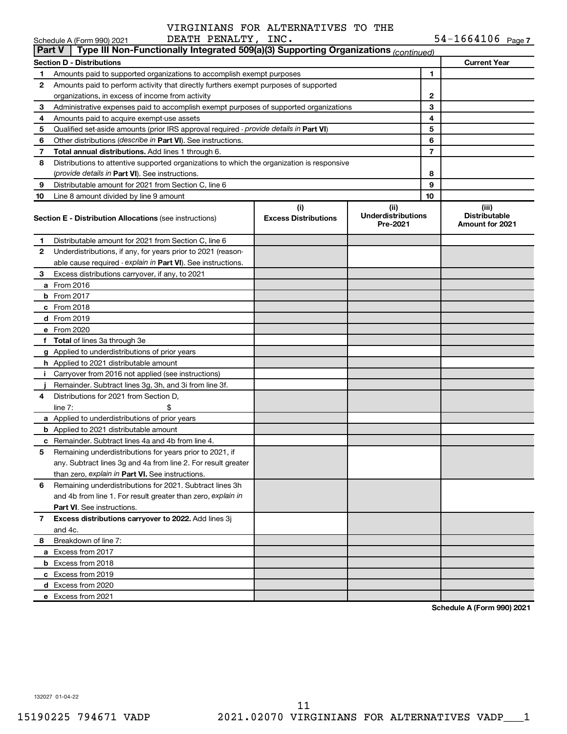VIRGINIANS FOR ALTERNATIVES TO THE DEATH PENALTY, INC.

Schedule A (Form 990) 2021 — 54-1664106 Page 7

**Part V | Type III Non-Functionally Integrated 509(a)(3) Supporting Organizations** *(continued)*

| Section D - Distributions | | | Current Year |
|---|---|---|---|
| 1 | Amounts paid to supported organizations to accomplish exempt purposes | 1 | |
| 2 | Amounts paid to perform activity that directly furthers exempt purposes of supported organizations, in excess of income from activity | 2 | |
| 3 | Administrative expenses paid to accomplish exempt purposes of supported organizations | 3 | |
| 4 | Amounts paid to acquire exempt-use assets | 4 | |
| 5 | Qualified set-aside amounts (prior IRS approval required - *provide details in* **Part VI**) | 5 | |
| 6 | Other distributions (*describe in* **Part VI**). See instructions. | 6 | |
| 7 | **Total annual distributions.** Add lines 1 through 6. | 7 | |
| 8 | Distributions to attentive supported organizations to which the organization is responsive (*provide details in* **Part VI**). See instructions. | 8 | |
| 9 | Distributable amount for 2021 from Section C, line 6 | 9 | |
| 10 | Line 8 amount divided by line 9 amount | 10 | |

| **Section E - Distribution Allocations** (see instructions) | (i) Excess Distributions | (ii) Underdistributions Pre-2021 | (iii) Distributable Amount for 2021 |
|---|---|---|---|
| **1** Distributable amount for 2021 from Section C, line 6 | | | |
| **2** Underdistributions, if any, for years prior to 2021 (reasonable cause required - *explain in* **Part VI**). See instructions. | | | |
| **3** Excess distributions carryover, if any, to 2021 | | | |
| **a** From 2016 | | | |
| **b** From 2017 | | | |
| **c** From 2018 | | | |
| **d** From 2019 | | | |
| **e** From 2020 | | | |
| **f Total** of lines 3a through 3e | | | |
| **g** Applied to underdistributions of prior years | | | |
| **h** Applied to 2021 distributable amount | | | |
| **i** Carryover from 2016 not applied (see instructions) | | | |
| **j** Remainder. Subtract lines 3g, 3h, and 3i from line 3f. | | | |
| **4** Distributions for 2021 from Section D, line 7: $ | | | |
| **a** Applied to underdistributions of prior years | | | |
| **b** Applied to 2021 distributable amount | | | |
| **c** Remainder. Subtract lines 4a and 4b from line 4. | | | |
| **5** Remaining underdistributions for years prior to 2021, if any. Subtract lines 3g and 4a from line 2. For result greater than zero, *explain in* **Part VI.** See instructions. | | | |
| **6** Remaining underdistributions for 2021. Subtract lines 3h and 4b from line 1. For result greater than zero, *explain in* **Part VI**. See instructions. | | | |
| **7 Excess distributions carryover to 2022.** Add lines 3j and 4c. | | | |
| **8** Breakdown of line 7: | | | |
| **a** Excess from 2017 | | | |
| **b** Excess from 2018 | | | |
| **c** Excess from 2019 | | | |
| **d** Excess from 2020 | | | |
| **e** Excess from 2021 | | | |

**Schedule A (Form 990) 2021**

132027 01-04-22

15190225 794671 VADP 2021.02070 VIRGINIANS FOR ALTERNATIVES VADP___1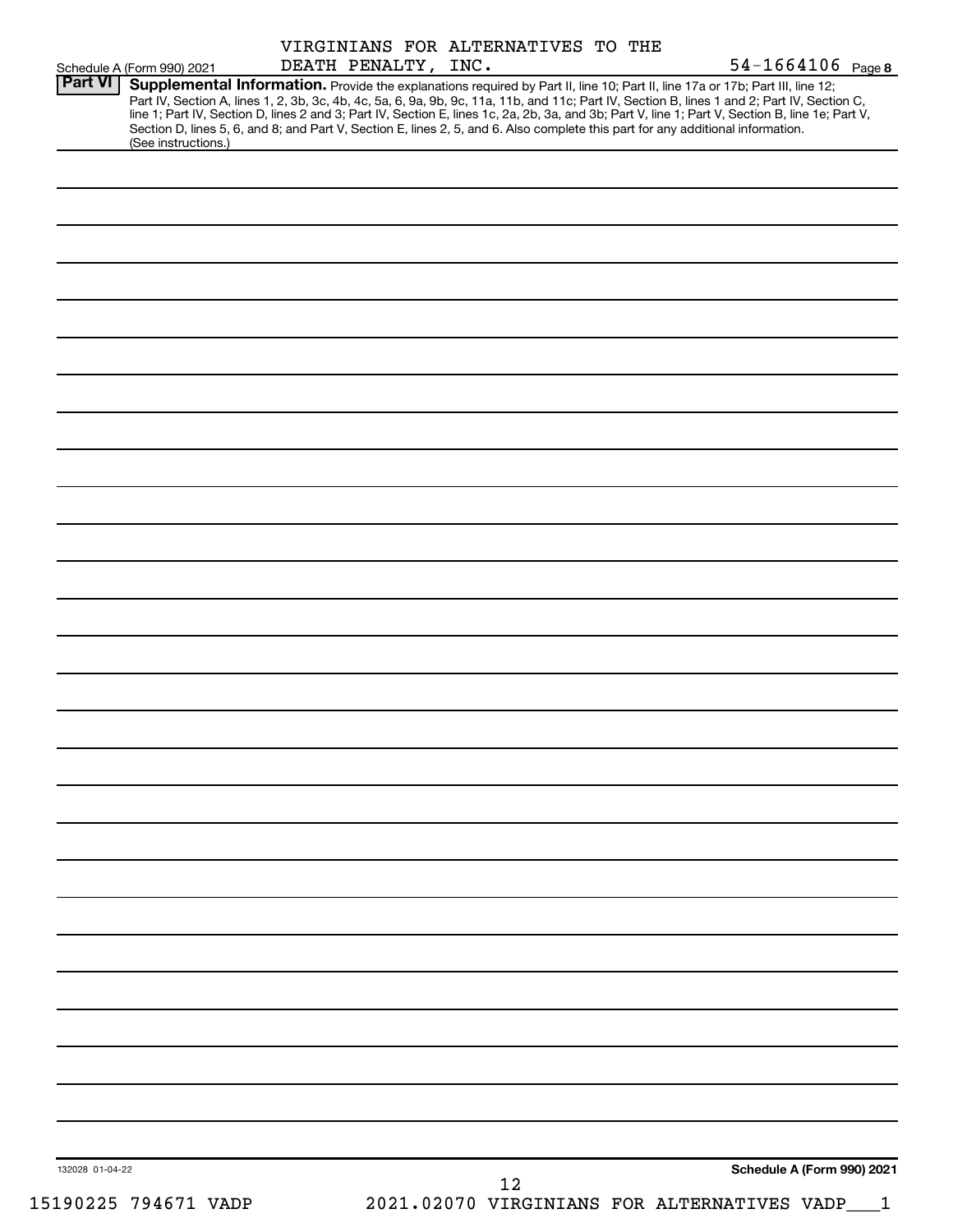Schedule A (Form 990) 2021 VIRGINIANS FOR ALTERNATIVES TO THE DEATH PENALTY, INC. 54-1664106 Page 8

**Part VI** **Supplemental Information.** Provide the explanations required by Part II, line 10; Part II, line 17a or 17b; Part III, line 12; Part IV, Section A, lines 1, 2, 3b, 3c, 4b, 4c, 5a, 6, 9a, 9b, 9c, 11a, 11b, and 11c; Part IV, Section B, lines 1 and 2; Part IV, Section C, line 1; Part IV, Section D, lines 2 and 3; Part IV, Section E, lines 1c, 2a, 2b, 3a, and 3b; Part V, line 1; Part V, Section B, line 1e; Part V, Section D, lines 5, 6, and 8; and Part V, Section E, lines 2, 5, and 6. Also complete this part for any additional information. (See instructions.)

132028 01-04-22

**Schedule A (Form 990) 2021**

15190225 794671 VADP 2021.02070 VIRGINIANS FOR ALTERNATIVES VADP___1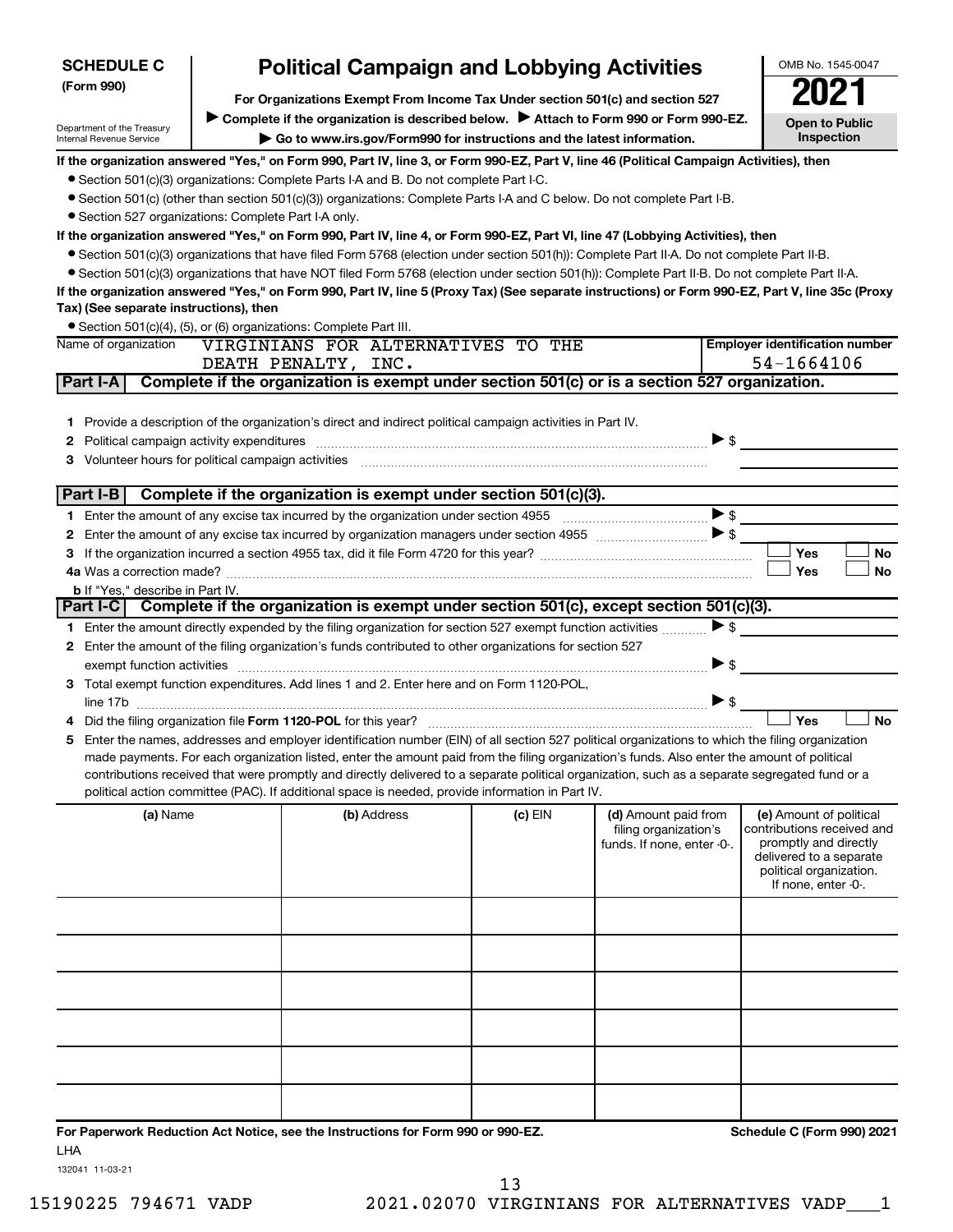**SCHEDULE C (Form 990)**

Department of the Treasury
Internal Revenue Service

# Political Campaign and Lobbying Activities

**For Organizations Exempt From Income Tax Under section 501(c) and section 527**

▶ **Complete if the organization is described below.** ▶ **Attach to Form 990 or Form 990-EZ.**

▶ **Go to www.irs.gov/Form990 for instructions and the latest information.**

OMB No. 1545-0047

**2021**

**Open to Public Inspection**

**If the organization answered "Yes," on Form 990, Part IV, line 3, or Form 990-EZ, Part V, line 46 (Political Campaign Activities), then**

- Section 501(c)(3) organizations: Complete Parts I-A and B. Do not complete Part I-C.
- Section 501(c) (other than section 501(c)(3)) organizations: Complete Parts I-A and C below. Do not complete Part I-B.
- Section 527 organizations: Complete Part I-A only.

**If the organization answered "Yes," on Form 990, Part IV, line 4, or Form 990-EZ, Part VI, line 47 (Lobbying Activities), then**

- Section 501(c)(3) organizations that have filed Form 5768 (election under section 501(h)): Complete Part II-A. Do not complete Part II-B.
- Section 501(c)(3) organizations that have NOT filed Form 5768 (election under section 501(h)): Complete Part II-B. Do not complete Part II-A.

**If the organization answered "Yes," on Form 990, Part IV, line 5 (Proxy Tax) (See separate instructions) or Form 990-EZ, Part V, line 35c (Proxy Tax) (See separate instructions), then**

- Section 501(c)(4), (5), or (6) organizations: Complete Part III.

Name of organization: VIRGINIANS FOR ALTERNATIVES TO THE DEATH PENALTY, INC.

Employer identification number: 54-1664106

## Part I-A — Complete if the organization is exempt under section 501(c) or is a section 527 organization.

1 Provide a description of the organization's direct and indirect political campaign activities in Part IV.

2 Political campaign activity expenditures ▶ $

3 Volunteer hours for political campaign activities

## Part I-B — Complete if the organization is exempt under section 501(c)(3).

1 Enter the amount of any excise tax incurred by the organization under section 4955 ▶ $

2 Enter the amount of any excise tax incurred by organization managers under section 4955 ▶ $

3 If the organization incurred a section 4955 tax, did it file Form 4720 for this year? ☐ Yes ☐ No

4a Was a correction made? ☐ Yes ☐ No

b If "Yes," describe in Part IV.

## Part I-C — Complete if the organization is exempt under section 501(c), except section 501(c)(3).

1 Enter the amount directly expended by the filing organization for section 527 exempt function activities ▶ $

2 Enter the amount of the filing organization's funds contributed to other organizations for section 527 exempt function activities ▶ $

3 Total exempt function expenditures. Add lines 1 and 2. Enter here and on Form 1120-POL, line 17b ▶ $

4 Did the filing organization file **Form 1120-POL** for this year? ☐ Yes ☐ No

5 Enter the names, addresses and employer identification number (EIN) of all section 527 political organizations to which the filing organization made payments. For each organization listed, enter the amount paid from the filing organization's funds. Also enter the amount of political contributions received that were promptly and directly delivered to a separate political organization, such as a separate segregated fund or a political action committee (PAC). If additional space is needed, provide information in Part IV.

| (a) Name | (b) Address | (c) EIN | (d) Amount paid from filing organization's funds. If none, enter -0-. | (e) Amount of political contributions received and promptly and directly delivered to a separate political organization. If none, enter -0-. |
|---|---|---|---|---|
| | | | | |
| | | | | |
| | | | | |
| | | | | |
| | | | | |
| | | | | |

**For Paperwork Reduction Act Notice, see the Instructions for Form 990 or 990-EZ.** LHA

**Schedule C (Form 990) 2021**

132041 11-03-21

15190225 794671 VADP 2021.02070 VIRGINIANS FOR ALTERNATIVES VADP___1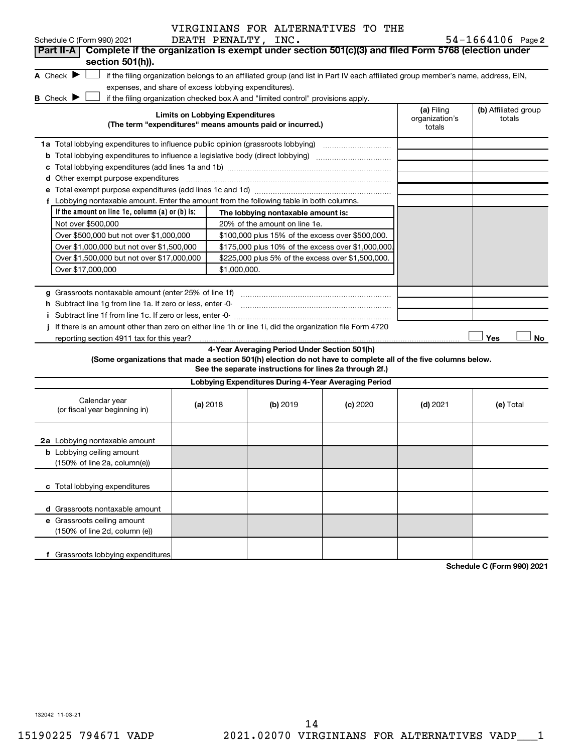Schedule C (Form 990) 2021 VIRGINIANS FOR ALTERNATIVES TO THE DEATH PENALTY, INC. 54-1664106 Page 2

**Part II-A** **Complete if the organization is exempt under section 501(c)(3) and filed Form 5768 (election under section 501(h)).**

A Check ▶ ☐ if the filing organization belongs to an affiliated group (and list in Part IV each affiliated group member's name, address, EIN, expenses, and share of excess lobbying expenditures).

B Check ▶ ☐ if the filing organization checked box A and "limited control" provisions apply.

| Limits on Lobbying Expenditures (The term "expenditures" means amounts paid or incurred.) | (a) Filing organization's totals | (b) Affiliated group totals |
|---|---|---|
| **1a** Total lobbying expenditures to influence public opinion (grassroots lobbying) | | |
| **b** Total lobbying expenditures to influence a legislative body (direct lobbying) | | |
| **c** Total lobbying expenditures (add lines 1a and 1b) | | |
| **d** Other exempt purpose expenditures | | |
| **e** Total exempt purpose expenditures (add lines 1c and 1d) | | |
| **f** Lobbying nontaxable amount. Enter the amount from the following table in both columns. | | |

| If the amount on line 1e, column (a) or (b) is: | The lobbying nontaxable amount is: |
|---|---|
| Not over $500,000 | 20% of the amount on line 1e. |
| Over $500,000 but not over $1,000,000 | $100,000 plus 15% of the excess over $500,000. |
| Over $1,000,000 but not over $1,500,000 | $175,000 plus 10% of the excess over $1,000,000. |
| Over $1,500,000 but not over $17,000,000 | $225,000 plus 5% of the excess over $1,500,000. |
| Over $17,000,000 | $1,000,000. |

| | (a) | (b) |
|---|---|---|
| **g** Grassroots nontaxable amount (enter 25% of line 1f) | | |
| **h** Subtract line 1g from line 1a. If zero or less, enter -0- | | |
| **i** Subtract line 1f from line 1c. If zero or less, enter -0- | | |

**j** If there is an amount other than zero on either line 1h or line 1i, did the organization file Form 4720 reporting section 4911 tax for this year? ☐ Yes ☐ No

**4-Year Averaging Period Under Section 501(h)**

**(Some organizations that made a section 501(h) election do not have to complete all of the five columns below. See the separate instructions for lines 2a through 2f.)**

**Lobbying Expenditures During 4-Year Averaging Period**

| Calendar year (or fiscal year beginning in) | (a) 2018 | (b) 2019 | (c) 2020 | (d) 2021 | (e) Total |
|---|---|---|---|---|---|
| **2a** Lobbying nontaxable amount | | | | | |
| **b** Lobbying ceiling amount (150% of line 2a, column(e)) | | | | | |
| **c** Total lobbying expenditures | | | | | |
| **d** Grassroots nontaxable amount | | | | | |
| **e** Grassroots ceiling amount (150% of line 2d, column (e)) | | | | | |
| **f** Grassroots lobbying expenditures | | | | | |

**Schedule C (Form 990) 2021**

132042 11-03-21

15190225 794671 VADP 2021.02070 VIRGINIANS FOR ALTERNATIVES VADP___1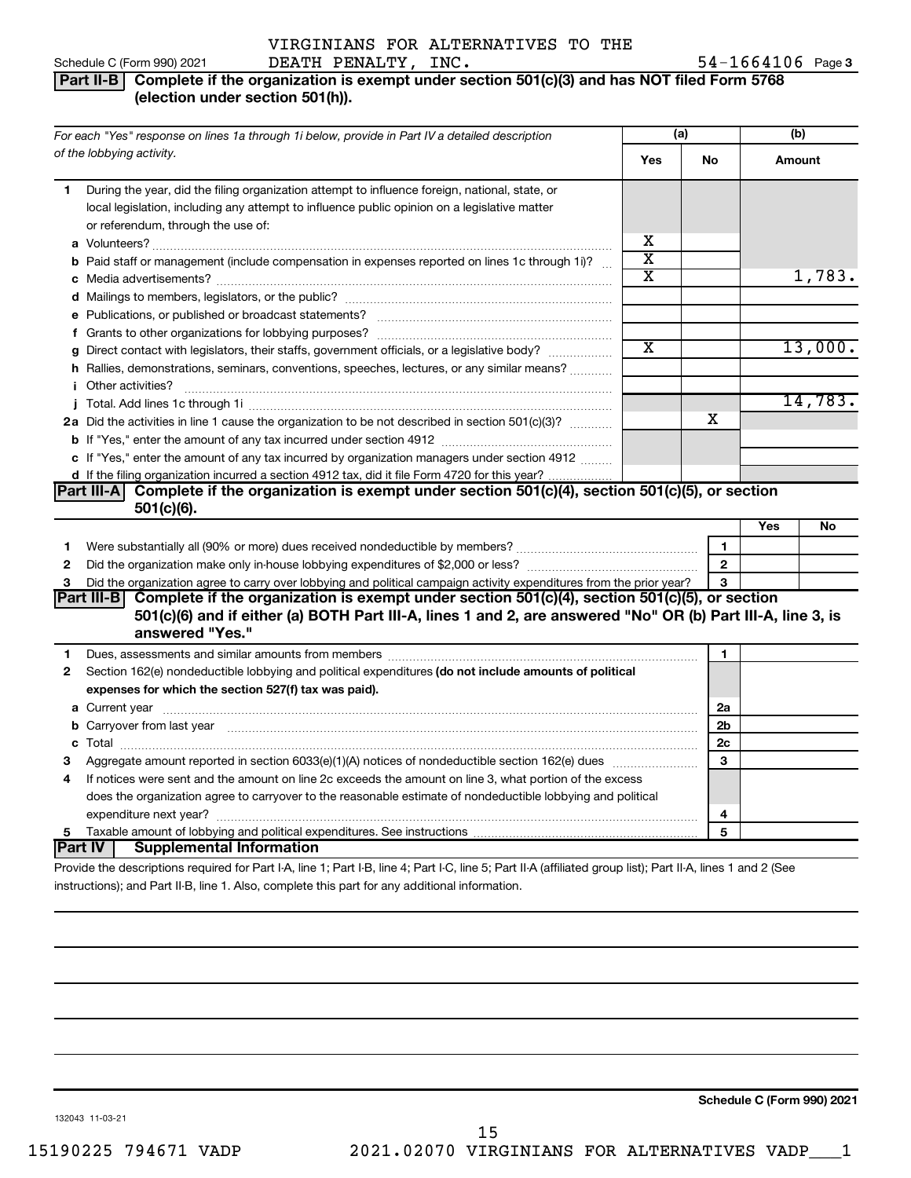Schedule C (Form 990) 2021 VIRGINIANS FOR ALTERNATIVES TO THE DEATH PENALTY, INC. 54-1664106 Page 3

## Part II-B Complete if the organization is exempt under section 501(c)(3) and has NOT filed Form 5768 (election under section 501(h)).

| For each "Yes" response on lines 1a through 1i below, provide in Part IV a detailed description of the lobbying activity. | (a) Yes | (a) No | (b) Amount |
|---|---|---|---|
| **1** During the year, did the filing organization attempt to influence foreign, national, state, or local legislation, including any attempt to influence public opinion on a legislative matter or referendum, through the use of: | | | |
| **a** Volunteers? | X | | |
| **b** Paid staff or management (include compensation in expenses reported on lines 1c through 1i)? | X | | |
| **c** Media advertisements? | X | | 1,783. |
| **d** Mailings to members, legislators, or the public? | | | |
| **e** Publications, or published or broadcast statements? | | | |
| **f** Grants to other organizations for lobbying purposes? | | | |
| **g** Direct contact with legislators, their staffs, government officials, or a legislative body? | X | | 13,000. |
| **h** Rallies, demonstrations, seminars, conventions, speeches, lectures, or any similar means? | | | |
| **i** Other activities? | | | |
| **j** Total. Add lines 1c through 1i | | | 14,783. |
| **2a** Did the activities in line 1 cause the organization to be not described in section 501(c)(3)? | | X | |
| **b** If "Yes," enter the amount of any tax incurred under section 4912 | | | |
| **c** If "Yes," enter the amount of any tax incurred by organization managers under section 4912 | | | |
| **d** If the filing organization incurred a section 4912 tax, did it file Form 4720 for this year? | | | |

## Part III-A Complete if the organization is exempt under section 501(c)(4), section 501(c)(5), or section 501(c)(6).

| | | | Yes | No |
|---|---|---|---|---|
| 1 | Were substantially all (90% or more) dues received nondeductible by members? | 1 | | |
| 2 | Did the organization make only in-house lobbying expenditures of $2,000 or less? | 2 | | |
| 3 | Did the organization agree to carry over lobbying and political campaign activity expenditures from the prior year? | 3 | | |

## Part III-B Complete if the organization is exempt under section 501(c)(4), section 501(c)(5), or section 501(c)(6) and if either (a) BOTH Part III-A, lines 1 and 2, are answered "No" OR (b) Part III-A, line 3, is answered "Yes."

| | | | |
|---|---|---|---|
| 1 | Dues, assessments and similar amounts from members | 1 | |
| 2 | Section 162(e) nondeductible lobbying and political expenditures **(do not include amounts of political expenses for which the section 527(f) tax was paid).** | | |
| a | Current year | 2a | |
| b | Carryover from last year | 2b | |
| c | Total | 2c | |
| 3 | Aggregate amount reported in section 6033(e)(1)(A) notices of nondeductible section 162(e) dues | 3 | |
| 4 | If notices were sent and the amount on line 2c exceeds the amount on line 3, what portion of the excess does the organization agree to carryover to the reasonable estimate of nondeductible lobbying and political expenditure next year? | 4 | |
| 5 | Taxable amount of lobbying and political expenditures. See instructions | 5 | |

## Part IV Supplemental Information

Provide the descriptions required for Part I-A, line 1; Part I-B, line 4; Part I-C, line 5; Part II-A (affiliated group list); Part II-A, lines 1 and 2 (See instructions); and Part II-B, line 1. Also, complete this part for any additional information.

132043 11-03-21

**Schedule C (Form 990) 2021**

15190225 794671 VADP 2021.02070 VIRGINIANS FOR ALTERNATIVES VADP___1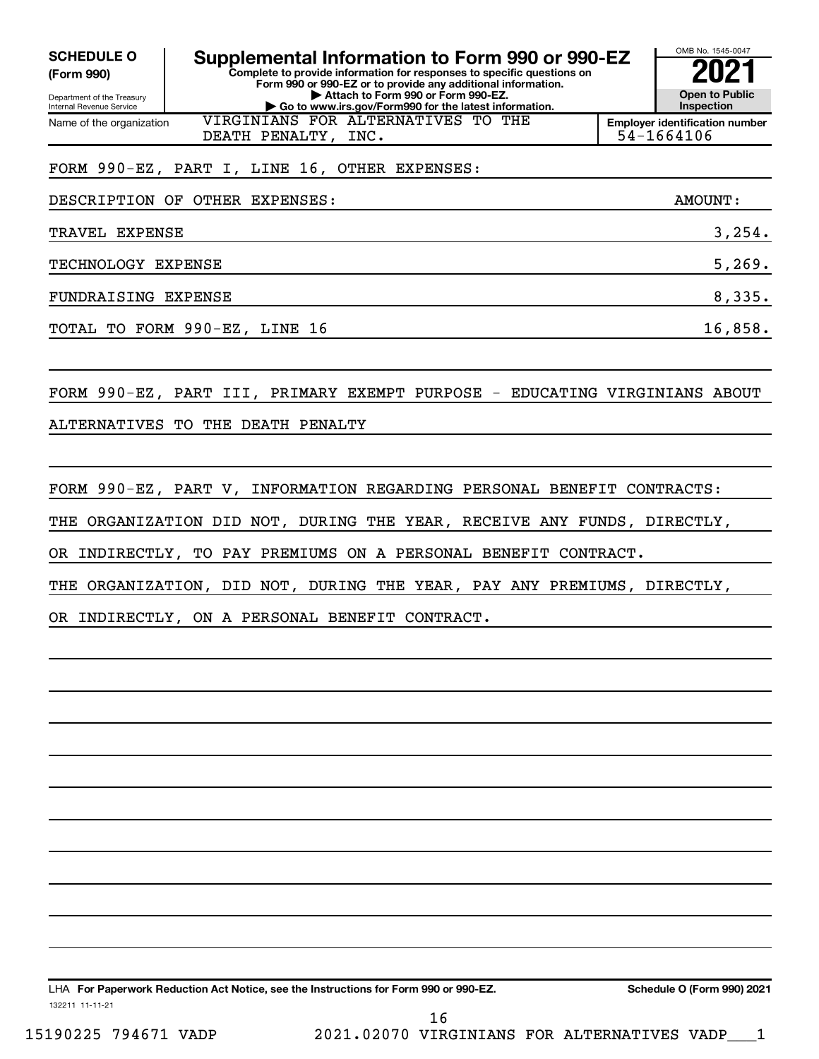**SCHEDULE O (Form 990)**

Department of the Treasury
Internal Revenue Service

# Supplemental Information to Form 990 or 990-EZ

**Complete to provide information for responses to specific questions on Form 990 or 990-EZ or to provide any additional information.**
**▶ Attach to Form 990 or Form 990-EZ.**
**▶ Go to www.irs.gov/Form990 for the latest information.**

OMB No. 1545-0047

**2021**

**Open to Public Inspection**

Name of the organization: VIRGINIANS FOR ALTERNATIVES TO THE DEATH PENALTY, INC.

**Employer identification number** 54-1664106

FORM 990-EZ, PART I, LINE 16, OTHER EXPENSES:

| DESCRIPTION OF OTHER EXPENSES: | AMOUNT: |
|---|---|
| TRAVEL EXPENSE | 3,254. |
| TECHNOLOGY EXPENSE | 5,269. |
| FUNDRAISING EXPENSE | 8,335. |
| TOTAL TO FORM 990-EZ, LINE 16 | 16,858. |

FORM 990-EZ, PART III, PRIMARY EXEMPT PURPOSE - EDUCATING VIRGINIANS ABOUT ALTERNATIVES TO THE DEATH PENALTY

FORM 990-EZ, PART V, INFORMATION REGARDING PERSONAL BENEFIT CONTRACTS:
THE ORGANIZATION DID NOT, DURING THE YEAR, RECEIVE ANY FUNDS, DIRECTLY, OR INDIRECTLY, TO PAY PREMIUMS ON A PERSONAL BENEFIT CONTRACT.
THE ORGANIZATION, DID NOT, DURING THE YEAR, PAY ANY PREMIUMS, DIRECTLY, OR INDIRECTLY, ON A PERSONAL BENEFIT CONTRACT.

LHA **For Paperwork Reduction Act Notice, see the Instructions for Form 990 or 990-EZ.** **Schedule O (Form 990) 2021**

132211 11-11-21

15190225 794671 VADP 2021.02070 VIRGINIANS FOR ALTERNATIVES VADP___1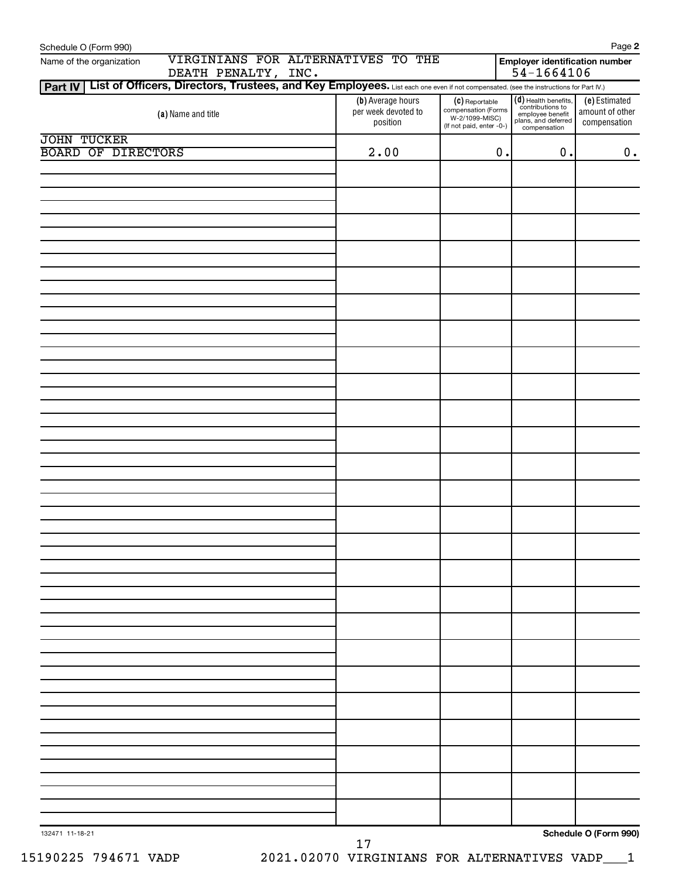Schedule O (Form 990)

Name of the organization: VIRGINIANS FOR ALTERNATIVES TO THE DEATH PENALTY, INC.

**Employer identification number** 54-1664106

**Part IV | List of Officers, Directors, Trustees, and Key Employees.** List each one even if not compensated. (see the instructions for Part IV.)

| (a) Name and title | (b) Average hours per week devoted to position | (c) Reportable compensation (Forms W-2/1099-MISC) (If not paid, enter -0-) | (d) Health benefits, contributions to employee benefit plans, and deferred compensation | (e) Estimated amount of other compensation |
|---|---|---|---|---|
| JOHN TUCKER<br>BOARD OF DIRECTORS | 2.00 | 0. | 0. | 0. |

132471 11-18-21

**Schedule O (Form 990)**

15190225 794671 VADP 2021.02070 VIRGINIANS FOR ALTERNATIVES VADP___1